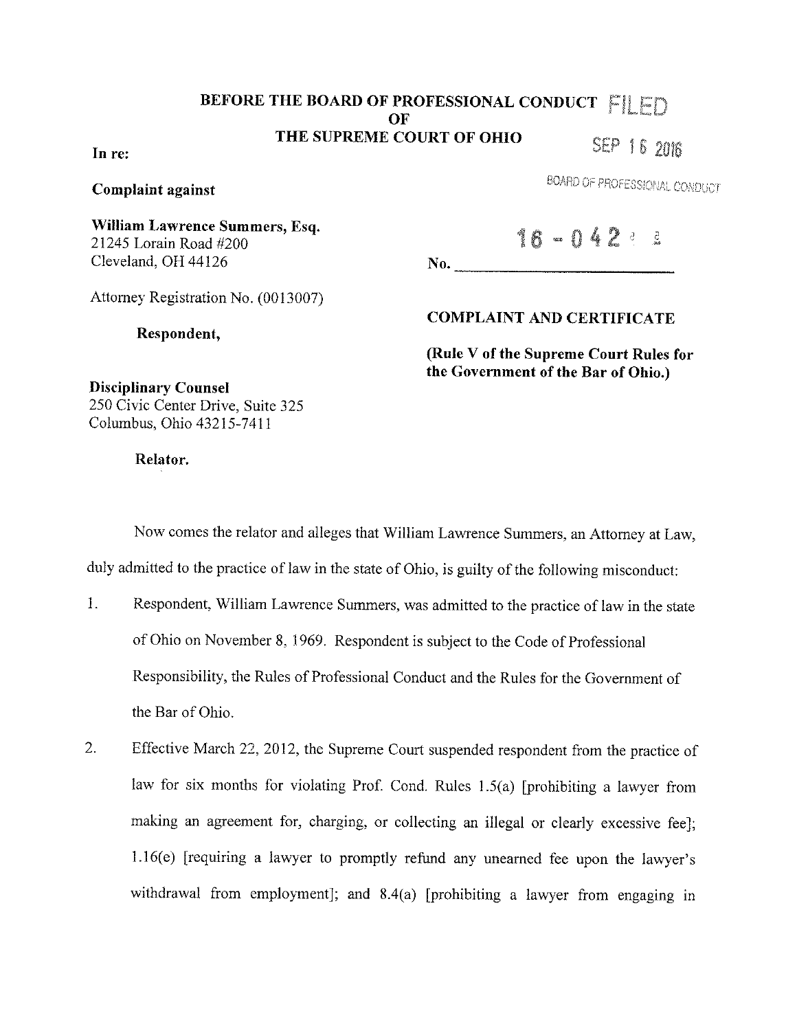**BEFORE THE BOARD OF PROFESSIONAL CONDUCT**
**OF**
**THE SUPREME COURT OF OHIO**

FILED
SEP 16 2016
BOARD OF PROFESSIONAL CONDUCT

**In re:**

**Complaint against**

**William Lawrence Summers, Esq.**
21245 Lorain Road #200
Cleveland, OH 44126

Attorney Registration No. (0013007)

**Respondent,**

**Disciplinary Counsel**
250 Civic Center Drive, Suite 325
Columbus, Ohio 43215-7411

**Relator.**

No. 16-042

**COMPLAINT AND CERTIFICATE**

**(Rule V of the Supreme Court Rules for the Government of the Bar of Ohio.)**

Now comes the relator and alleges that William Lawrence Summers, an Attorney at Law, duly admitted to the practice of law in the state of Ohio, is guilty of the following misconduct:

1. Respondent, William Lawrence Summers, was admitted to the practice of law in the state of Ohio on November 8, 1969. Respondent is subject to the Code of Professional Responsibility, the Rules of Professional Conduct and the Rules for the Government of the Bar of Ohio.

2. Effective March 22, 2012, the Supreme Court suspended respondent from the practice of law for six months for violating Prof. Cond. Rules 1.5(a) [prohibiting a lawyer from making an agreement for, charging, or collecting an illegal or clearly excessive fee]; 1.16(e) [requiring a lawyer to promptly refund any unearned fee upon the lawyer's withdrawal from employment]; and 8.4(a) [prohibiting a lawyer from engaging in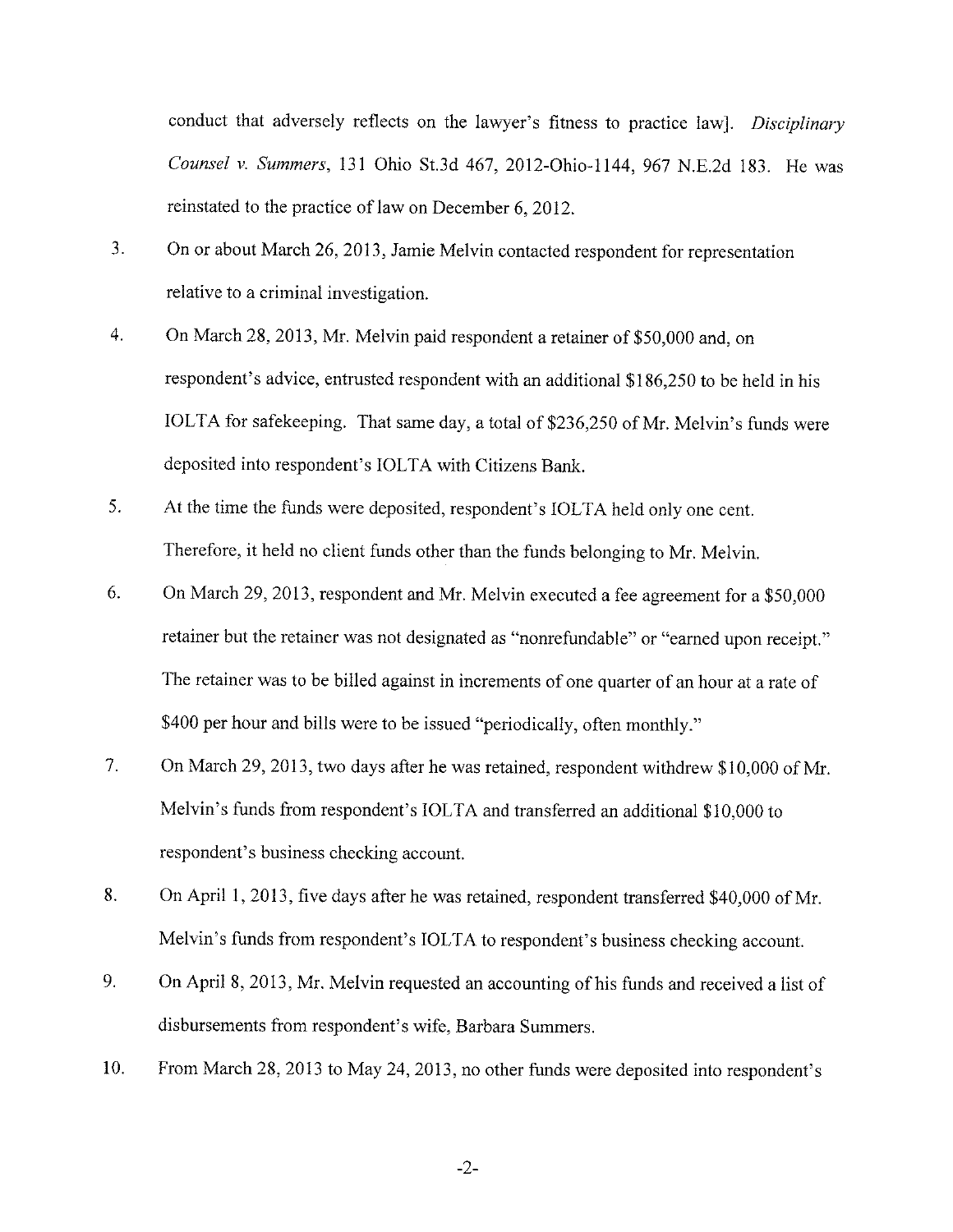conduct that adversely reflects on the lawyer's fitness to practice law]. *Disciplinary Counsel v. Summers*, 131 Ohio St.3d 467, 2012-Ohio-1144, 967 N.E.2d 183. He was reinstated to the practice of law on December 6, 2012.

3. On or about March 26, 2013, Jamie Melvin contacted respondent for representation relative to a criminal investigation.

4. On March 28, 2013, Mr. Melvin paid respondent a retainer of $50,000 and, on respondent's advice, entrusted respondent with an additional $186,250 to be held in his IOLTA for safekeeping. That same day, a total of $236,250 of Mr. Melvin's funds were deposited into respondent's IOLTA with Citizens Bank.

5. At the time the funds were deposited, respondent's IOLTA held only one cent. Therefore, it held no client funds other than the funds belonging to Mr. Melvin.

6. On March 29, 2013, respondent and Mr. Melvin executed a fee agreement for a $50,000 retainer but the retainer was not designated as "nonrefundable" or "earned upon receipt." The retainer was to be billed against in increments of one quarter of an hour at a rate of $400 per hour and bills were to be issued "periodically, often monthly."

7. On March 29, 2013, two days after he was retained, respondent withdrew $10,000 of Mr. Melvin's funds from respondent's IOLTA and transferred an additional $10,000 to respondent's business checking account.

8. On April 1, 2013, five days after he was retained, respondent transferred $40,000 of Mr. Melvin's funds from respondent's IOLTA to respondent's business checking account.

9. On April 8, 2013, Mr. Melvin requested an accounting of his funds and received a list of disbursements from respondent's wife, Barbara Summers.

10. From March 28, 2013 to May 24, 2013, no other funds were deposited into respondent's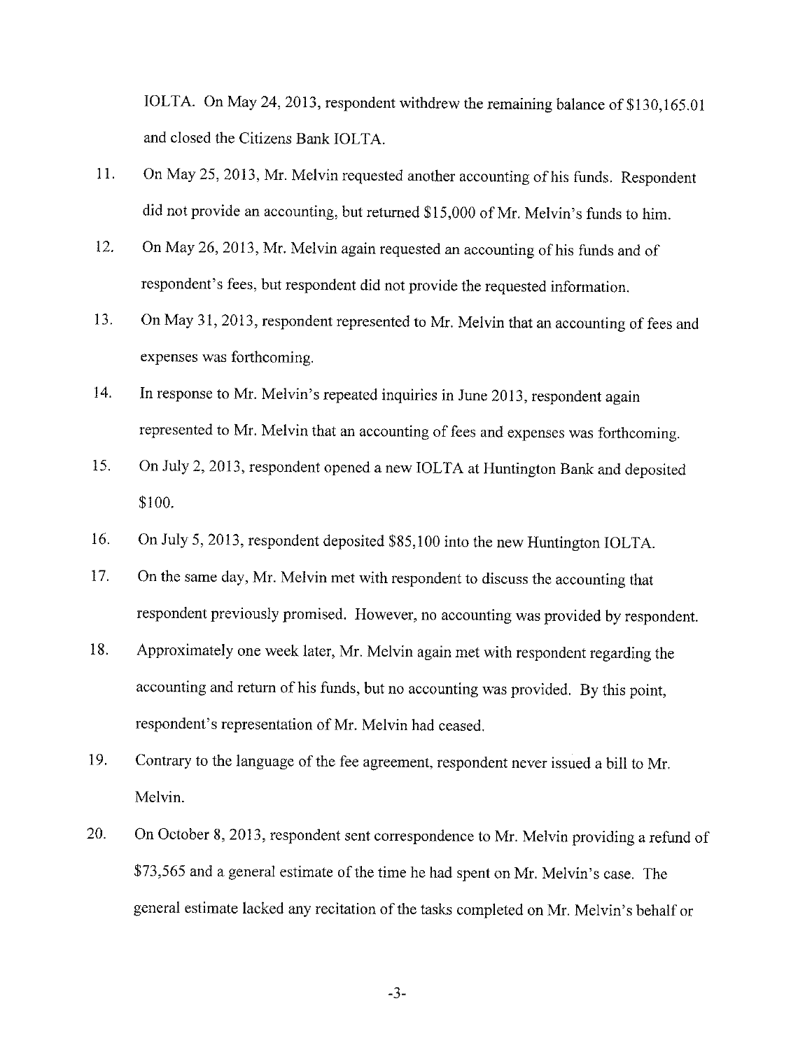IOLTA. On May 24, 2013, respondent withdrew the remaining balance of $130,165.01 and closed the Citizens Bank IOLTA.

11. On May 25, 2013, Mr. Melvin requested another accounting of his funds. Respondent did not provide an accounting, but returned $15,000 of Mr. Melvin's funds to him.

12. On May 26, 2013, Mr. Melvin again requested an accounting of his funds and of respondent's fees, but respondent did not provide the requested information.

13. On May 31, 2013, respondent represented to Mr. Melvin that an accounting of fees and expenses was forthcoming.

14. In response to Mr. Melvin's repeated inquiries in June 2013, respondent again represented to Mr. Melvin that an accounting of fees and expenses was forthcoming.

15. On July 2, 2013, respondent opened a new IOLTA at Huntington Bank and deposited $100.

16. On July 5, 2013, respondent deposited $85,100 into the new Huntington IOLTA.

17. On the same day, Mr. Melvin met with respondent to discuss the accounting that respondent previously promised. However, no accounting was provided by respondent.

18. Approximately one week later, Mr. Melvin again met with respondent regarding the accounting and return of his funds, but no accounting was provided. By this point, respondent's representation of Mr. Melvin had ceased.

19. Contrary to the language of the fee agreement, respondent never issued a bill to Mr. Melvin.

20. On October 8, 2013, respondent sent correspondence to Mr. Melvin providing a refund of $73,565 and a general estimate of the time he had spent on Mr. Melvin's case. The general estimate lacked any recitation of the tasks completed on Mr. Melvin's behalf or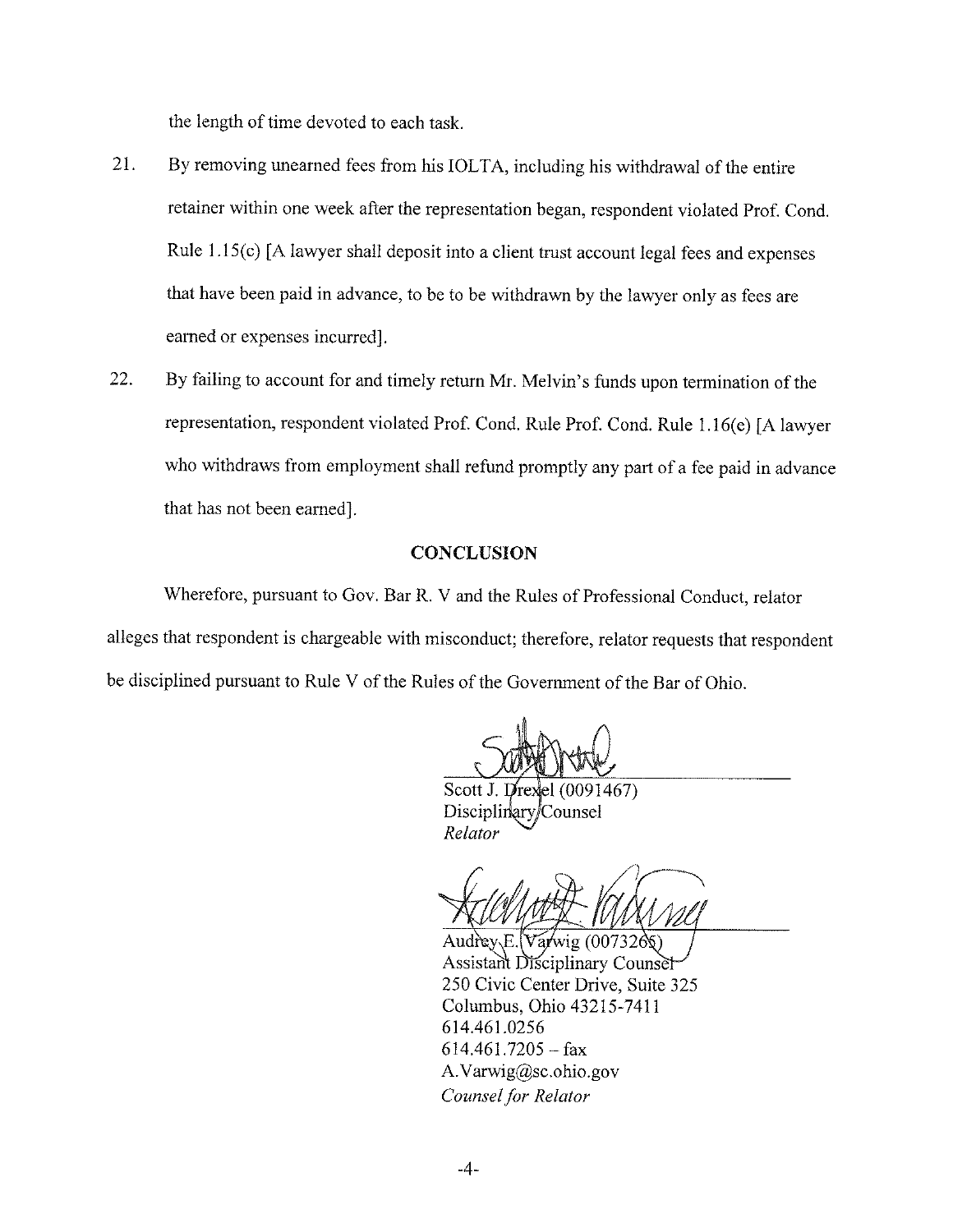the length of time devoted to each task.

21. By removing unearned fees from his IOLTA, including his withdrawal of the entire retainer within one week after the representation began, respondent violated Prof. Cond. Rule 1.15(c) [A lawyer shall deposit into a client trust account legal fees and expenses that have been paid in advance, to be to be withdrawn by the lawyer only as fees are earned or expenses incurred].

22. By failing to account for and timely return Mr. Melvin's funds upon termination of the representation, respondent violated Prof. Cond. Rule Prof. Cond. Rule 1.16(e) [A lawyer who withdraws from employment shall refund promptly any part of a fee paid in advance that has not been earned].

**CONCLUSION**

Wherefore, pursuant to Gov. Bar R. V and the Rules of Professional Conduct, relator alleges that respondent is chargeable with misconduct; therefore, relator requests that respondent be disciplined pursuant to Rule V of the Rules of the Government of the Bar of Ohio.

Scott J. Drexel (0091467)
Disciplinary Counsel
*Relator*

Audrey E. Varwig (0073265)
Assistant Disciplinary Counsel
250 Civic Center Drive, Suite 325
Columbus, Ohio 43215-7411
614.461.0256
614.461.7205 – fax
A.Varwig@sc.ohio.gov
*Counsel for Relator*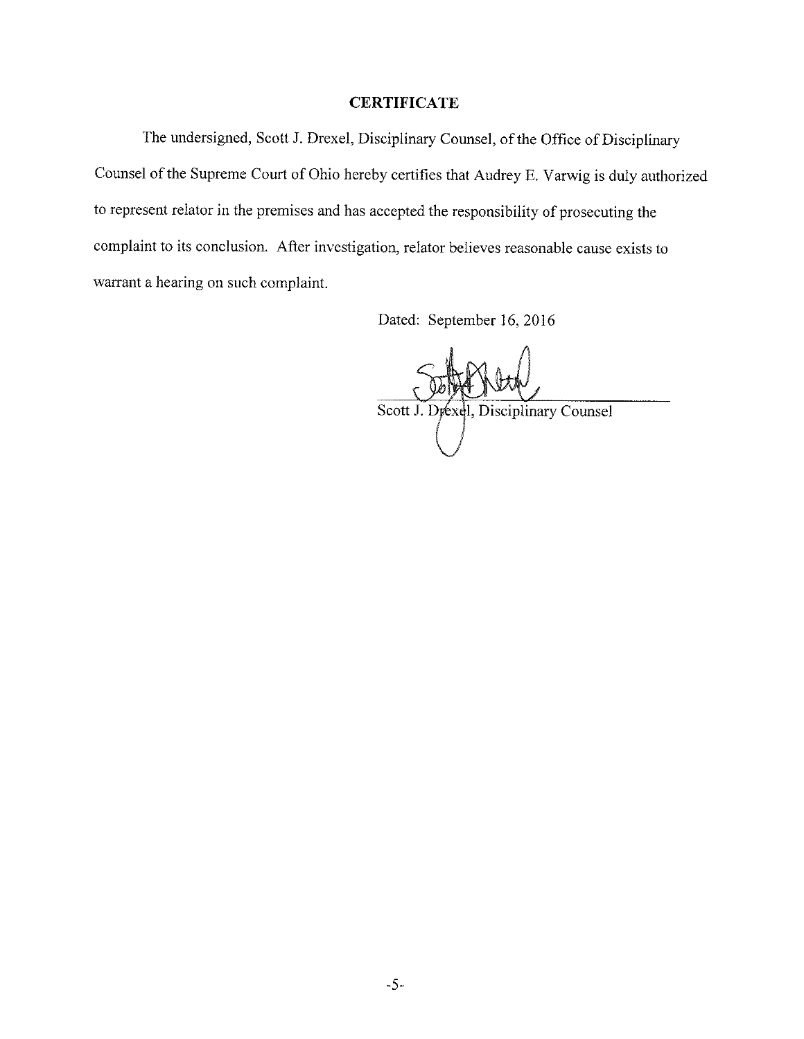**CERTIFICATE**

The undersigned, Scott J. Drexel, Disciplinary Counsel, of the Office of Disciplinary Counsel of the Supreme Court of Ohio hereby certifies that Audrey E. Varwig is duly authorized to represent relator in the premises and has accepted the responsibility of prosecuting the complaint to its conclusion. After investigation, relator believes reasonable cause exists to warrant a hearing on such complaint.

Dated: September 16, 2016

Scott J. Drexel, Disciplinary Counsel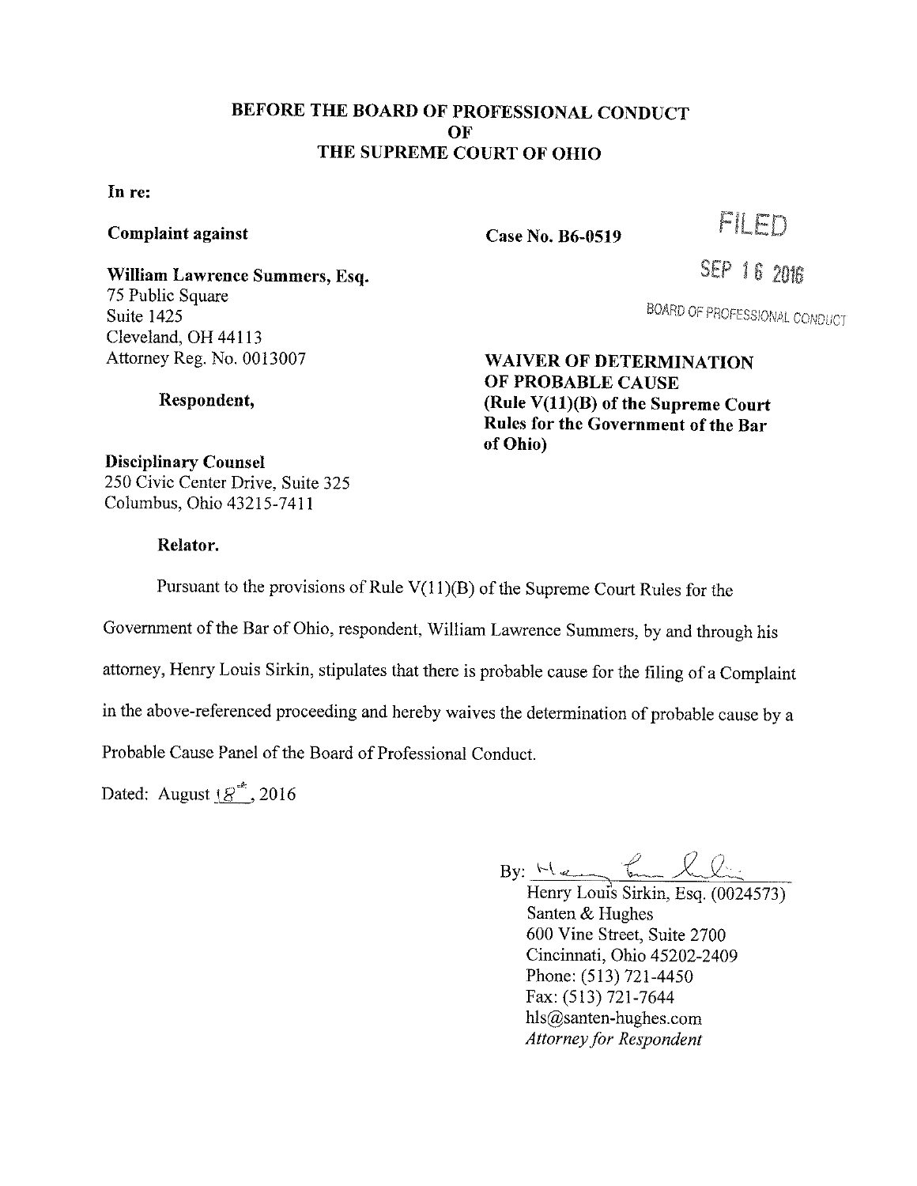**BEFORE THE BOARD OF PROFESSIONAL CONDUCT**
**OF**
**THE SUPREME COURT OF OHIO**

**In re:**

**Complaint against** **Case No. B6-0519**

FILED

SEP 16 2016

BOARD OF PROFESSIONAL CONDUCT

**William Lawrence Summers, Esq.**
75 Public Square
Suite 1425
Cleveland, OH 44113
Attorney Reg. No. 0013007

**Respondent,**

**WAIVER OF DETERMINATION OF PROBABLE CAUSE (Rule V(11)(B) of the Supreme Court Rules for the Government of the Bar of Ohio)**

**Disciplinary Counsel**
250 Civic Center Drive, Suite 325
Columbus, Ohio 43215-7411

**Relator.**

Pursuant to the provisions of Rule V(11)(B) of the Supreme Court Rules for the Government of the Bar of Ohio, respondent, William Lawrence Summers, by and through his attorney, Henry Louis Sirkin, stipulates that there is probable cause for the filing of a Complaint in the above-referenced proceeding and hereby waives the determination of probable cause by a Probable Cause Panel of the Board of Professional Conduct.

Dated: August 18th, 2016

By: [signature]

Henry Louis Sirkin, Esq. (0024573)
Santen & Hughes
600 Vine Street, Suite 2700
Cincinnati, Ohio 45202-2409
Phone: (513) 721-4450
Fax: (513) 721-7644
hls@santen-hughes.com
*Attorney for Respondent*